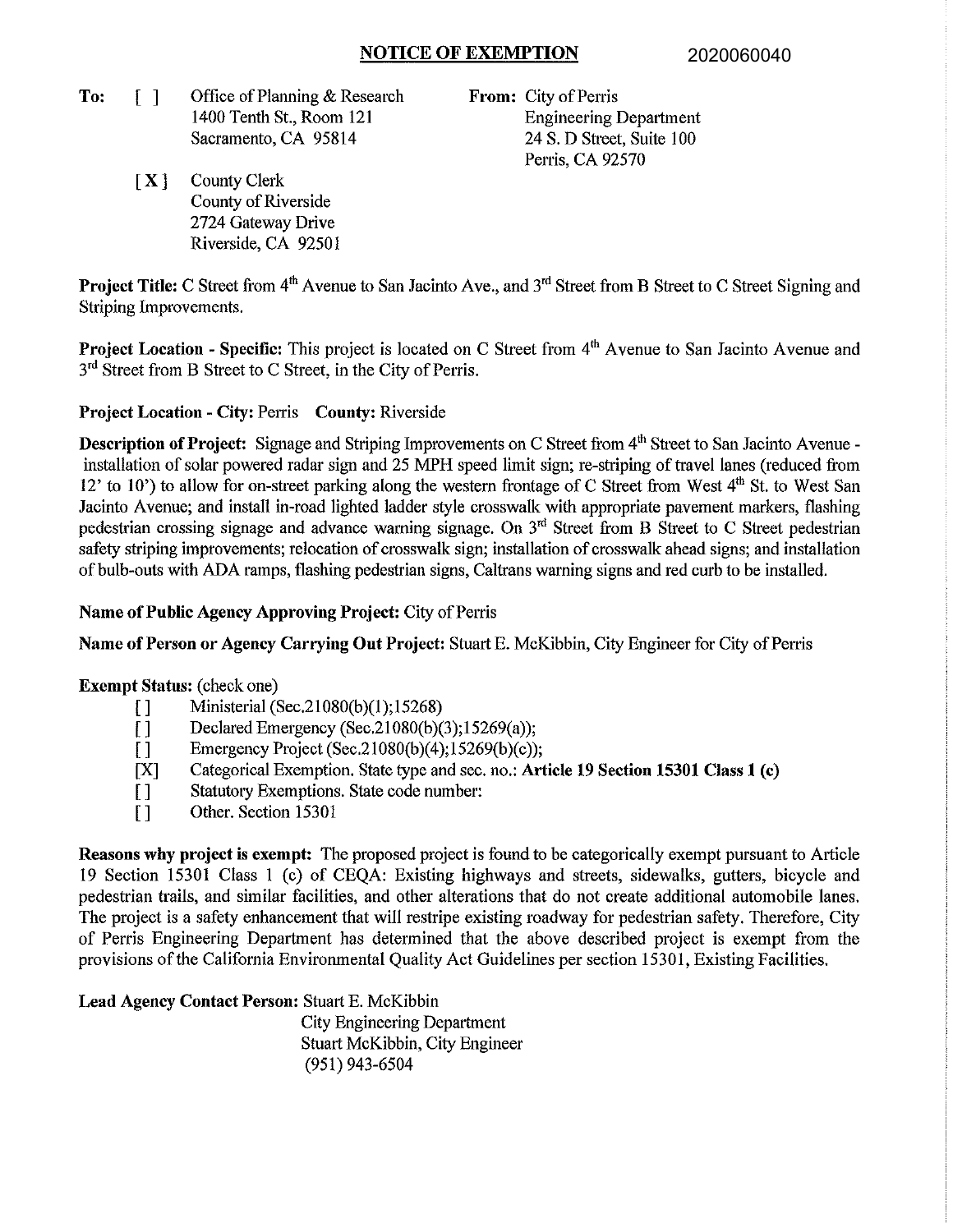# NOTICE OF EXEMPTION

2020060040

**To:** [ ] Office of Planning & Research
1400 Tenth St., Room 121
Sacramento, CA 95814

[X] County Clerk
County of Riverside
2724 Gateway Drive
Riverside, CA 92501

**From:** City of Perris
Engineering Department
24 S. D Street, Suite 100
Perris, CA 92570

**Project Title:** C Street from 4th Avenue to San Jacinto Ave., and 3rd Street from B Street to C Street Signing and Striping Improvements.

**Project Location - Specific:** This project is located on C Street from 4th Avenue to San Jacinto Avenue and 3rd Street from B Street to C Street, in the City of Perris.

**Project Location - City:** Perris **County:** Riverside

**Description of Project:** Signage and Striping Improvements on C Street from 4th Street to San Jacinto Avenue - installation of solar powered radar sign and 25 MPH speed limit sign; re-striping of travel lanes (reduced from 12' to 10') to allow for on-street parking along the western frontage of C Street from West 4th St. to West San Jacinto Avenue; and install in-road lighted ladder style crosswalk with appropriate pavement markers, flashing pedestrian crossing signage and advance warning signage. On 3rd Street from B Street to C Street pedestrian safety striping improvements; relocation of crosswalk sign; installation of crosswalk ahead signs; and installation of bulb-outs with ADA ramps, flashing pedestrian signs, Caltrans warning signs and red curb to be installed.

**Name of Public Agency Approving Project:** City of Perris

**Name of Person or Agency Carrying Out Project:** Stuart E. McKibbin, City Engineer for City of Perris

**Exempt Status:** (check one)

- [ ] Ministerial (Sec.21080(b)(1);15268)
- [ ] Declared Emergency (Sec.21080(b)(3);15269(a));
- [ ] Emergency Project (Sec.21080(b)(4);15269(b)(c));
- [X] Categorical Exemption. State type and sec. no.: **Article 19 Section 15301 Class 1 (c)**
- [ ] Statutory Exemptions. State code number:
- [ ] Other. Section 15301

**Reasons why project is exempt:** The proposed project is found to be categorically exempt pursuant to Article 19 Section 15301 Class 1 (c) of CEQA: Existing highways and streets, sidewalks, gutters, bicycle and pedestrian trails, and similar facilities, and other alterations that do not create additional automobile lanes. The project is a safety enhancement that will restripe existing roadway for pedestrian safety. Therefore, City of Perris Engineering Department has determined that the above described project is exempt from the provisions of the California Environmental Quality Act Guidelines per section 15301, Existing Facilities.

**Lead Agency Contact Person:** Stuart E. McKibbin
City Engineering Department
Stuart McKibbin, City Engineer
(951) 943-6504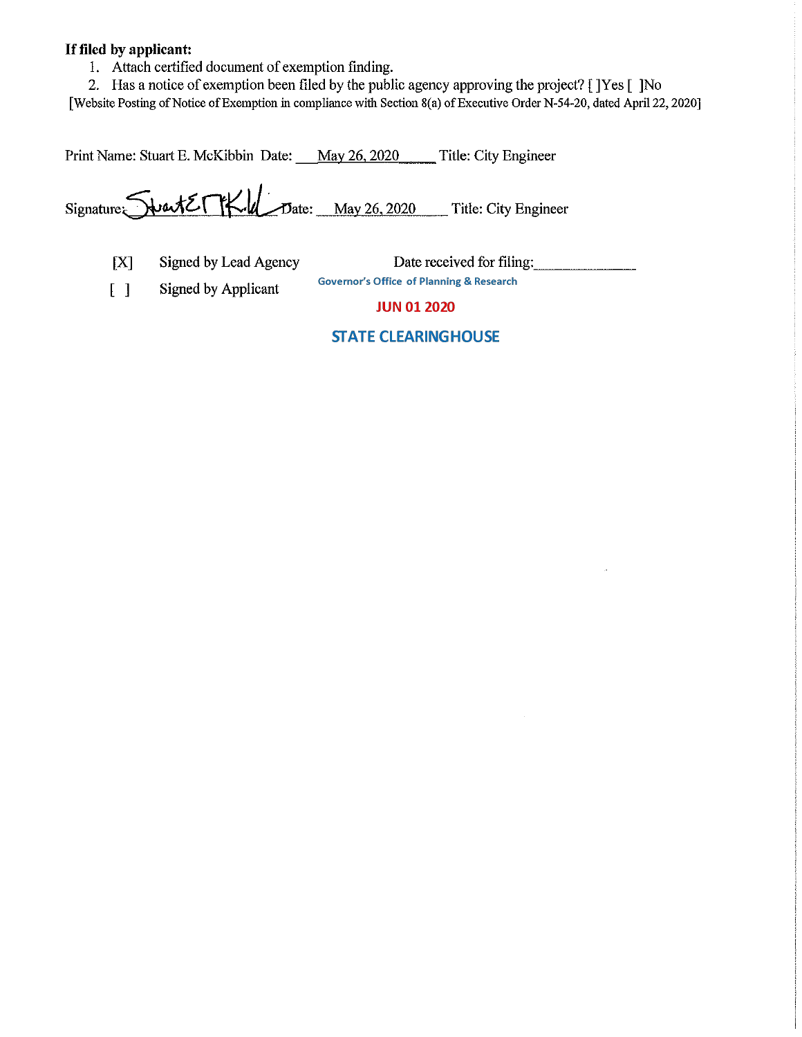**If filed by applicant:**

1. Attach certified document of exemption finding.
2. Has a notice of exemption been filed by the public agency approving the project? [ ]Yes [ ]No

[Website Posting of Notice of Exemption in compliance with Section 8(a) of Executive Order N-54-20, dated April 22, 2020]

Print Name: Stuart E. McKibbin Date: May 26, 2020 Title: City Engineer

Signature: Stuart E McKibbin Date: May 26, 2020 Title: City Engineer

[X] Signed by Lead Agency

[ ] Signed by Applicant

Date received for filing: ____________

Governor's Office of Planning & Research

JUN 01 2020

STATE CLEARINGHOUSE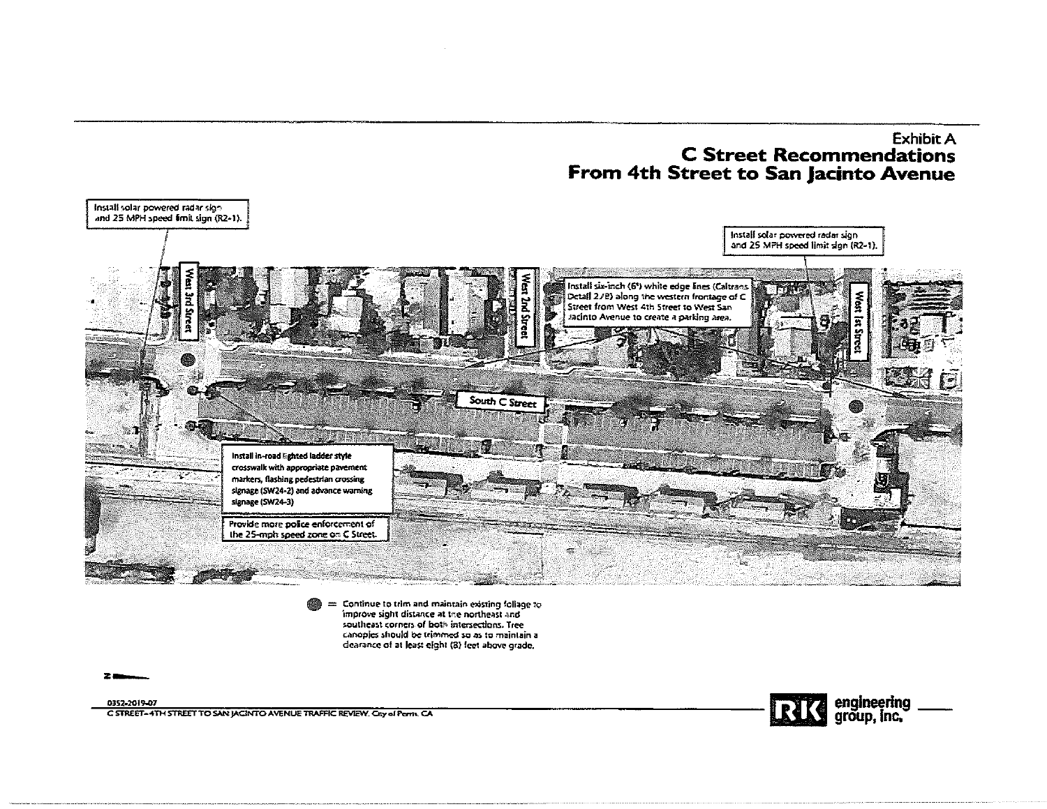# Exhibit A

## C Street Recommendations From 4th Street to San Jacinto Avenue

Install solar powered radar sign and 25 MPH speed limit sign (R2-1).

Install solar powered radar sign and 25 MPH speed limit sign (R2-1).

West 3rd Street

West 2nd Street

West 1st Street

South C Street

Install six-inch (6") white edge lines (Caltrans Detail 27B) along the western frontage of C Street from West 4th Street to West San Jacinto Avenue to create a parking area.

Install in-road lighted ladder style crosswalk with appropriate pavement markers, flashing pedestrian crossing signage (SW24-2) and advance warning signage (SW24-3)

Provide more police enforcement of the 25-mph speed zone on C Street.

● = Continue to trim and maintain existing foliage to improve sight distance at the northeast and southeast corners of both intersections. Tree canopies should be trimmed so as to maintain a clearance of at least eight (8) feet above grade.

N

0352-2019-07

C STREET–4TH STREET TO SAN JACINTO AVENUE TRAFFIC REVIEW, City of Perris, CA

RK engineering group, inc.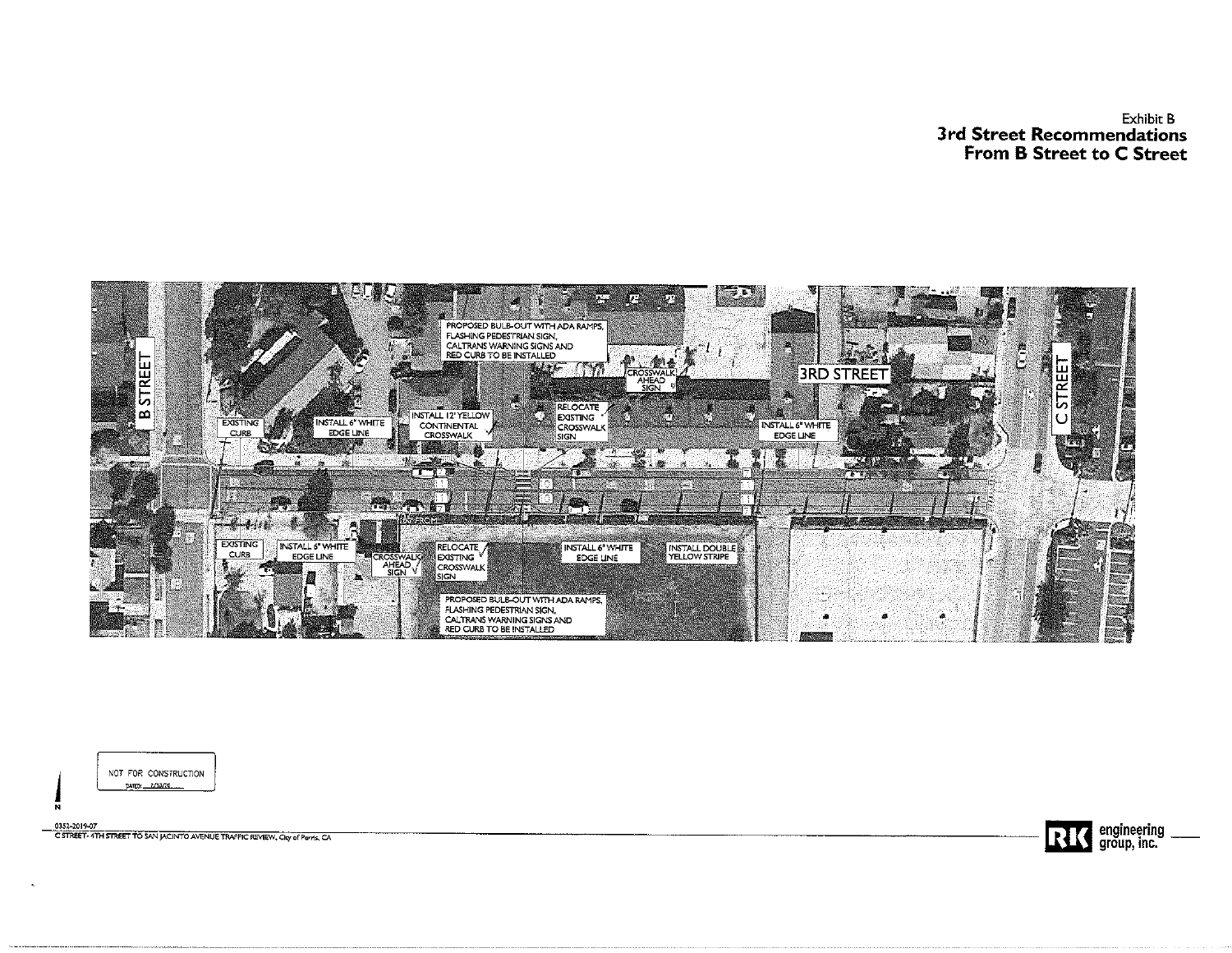Exhibit B

# 3rd Street Recommendations
# From B Street to C Street

B STREET

C STREET

3RD STREET

PROPOSED BULB-OUT WITH ADA RAMPS, FLASHING PEDESTRIAN SIGN, CALTRANS WARNING SIGNS AND RED CURB TO BE INSTALLED

CROSSWALK AHEAD SIGN

RELOCATE EXISTING CROSSWALK SIGN

INSTALL 12' YELLOW CONTINENTAL CROSSWALK

EXISTING CURB

INSTALL 6" WHITE EDGE LINE

INSTALL 6" WHITE EDGE LINE

EXISTING CURB

INSTALL 6" WHITE EDGE LINE

CROSSWALK AHEAD SIGN

RELOCATE EXISTING CROSSWALK SIGN

INSTALL 6" WHITE EDGE LINE

INSTALL DOUBLE YELLOW STRIPE

PROPOSED BULB-OUT WITH ADA RAMPS, FLASHING PEDESTRIAN SIGN, CALTRANS WARNING SIGNS AND RED CURB TO BE INSTALLED

NOT FOR CONSTRUCTION

N

0352-2019-07

C STREET- 4TH STREET TO SAN JACINTO AVENUE TRAFFIC REVIEW, City of Perris, CA

RK engineering group, inc.